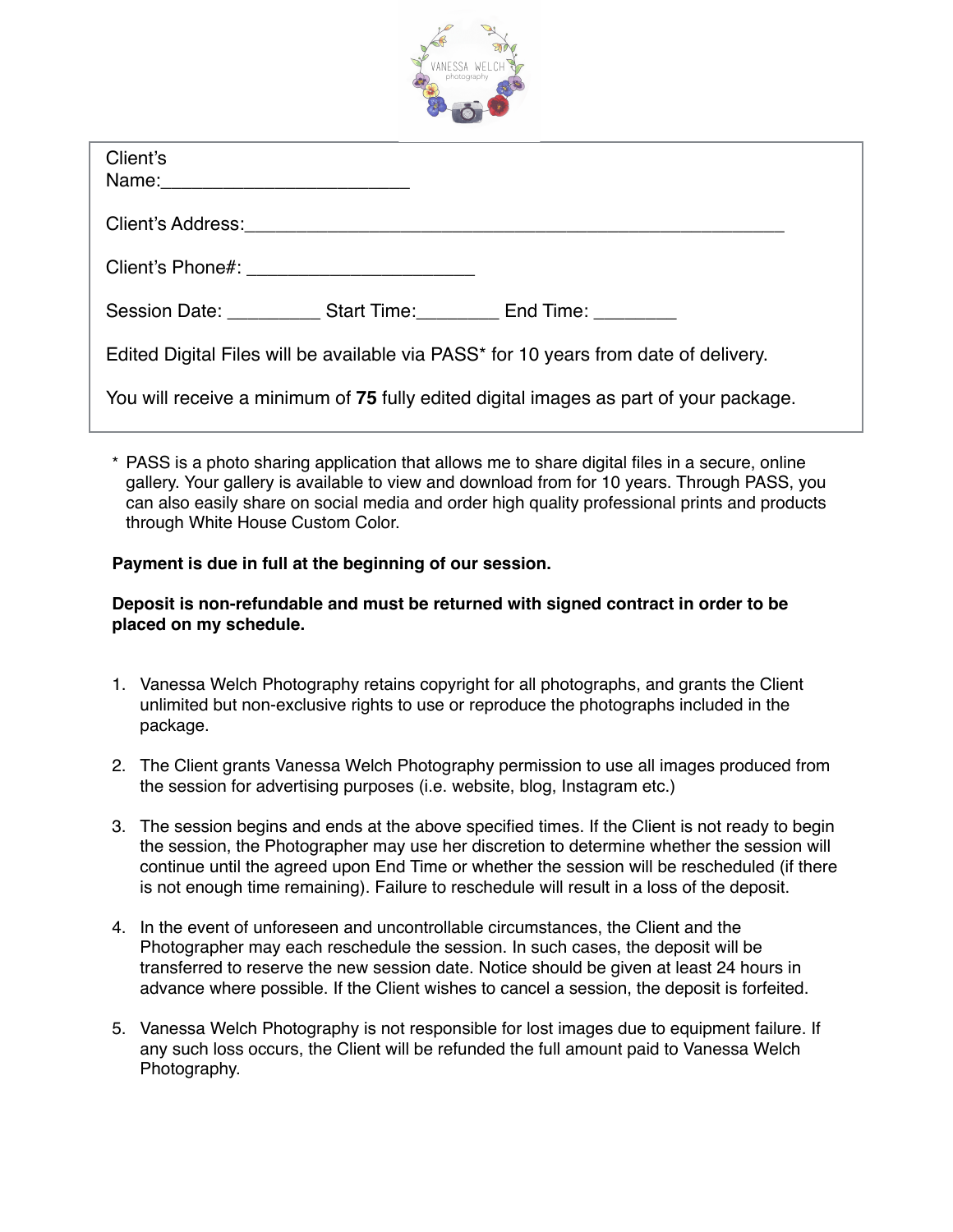Client's Name:_______________________

Client's Address:__________________________________________________

Client's Phone#: _____________________

Session Date: _________ Start Time:________ End Time: ________

Edited Digital Files will be available via PASS* for 10 years from date of delivery.

You will receive a minimum of **75** fully edited digital images as part of your package.

\* PASS is a photo sharing application that allows me to share digital files in a secure, online gallery. Your gallery is available to view and download from for 10 years. Through PASS, you can also easily share on social media and order high quality professional prints and products through White House Custom Color.

**Payment is due in full at the beginning of our session.**

**Deposit is non-refundable and must be returned with signed contract in order to be placed on my schedule.**

1. Vanessa Welch Photography retains copyright for all photographs, and grants the Client unlimited but non-exclusive rights to use or reproduce the photographs included in the package.

2. The Client grants Vanessa Welch Photography permission to use all images produced from the session for advertising purposes (i.e. website, blog, Instagram etc.)

3. The session begins and ends at the above specified times. If the Client is not ready to begin the session, the Photographer may use her discretion to determine whether the session will continue until the agreed upon End Time or whether the session will be rescheduled (if there is not enough time remaining). Failure to reschedule will result in a loss of the deposit.

4. In the event of unforeseen and uncontrollable circumstances, the Client and the Photographer may each reschedule the session. In such cases, the deposit will be transferred to reserve the new session date. Notice should be given at least 24 hours in advance where possible. If the Client wishes to cancel a session, the deposit is forfeited.

5. Vanessa Welch Photography is not responsible for lost images due to equipment failure. If any such loss occurs, the Client will be refunded the full amount paid to Vanessa Welch Photography.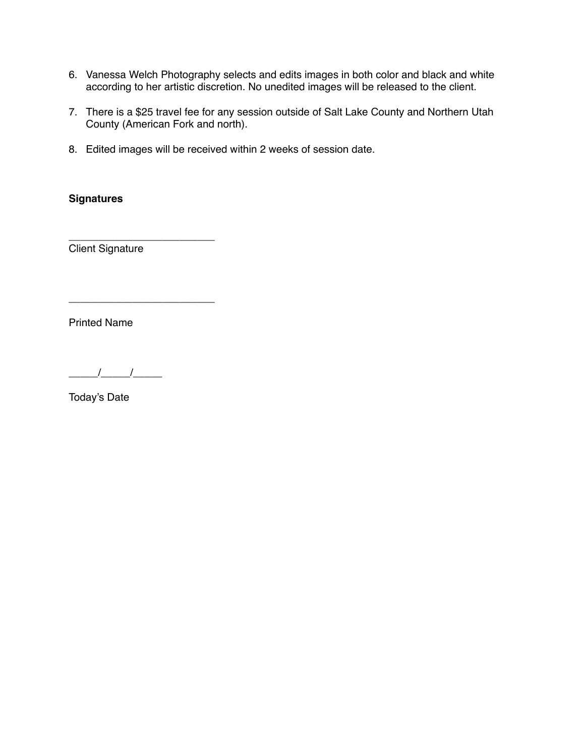6. Vanessa Welch Photography selects and edits images in both color and black and white according to her artistic discretion. No unedited images will be released to the client.

7. There is a $25 travel fee for any session outside of Salt Lake County and Northern Utah County (American Fork and north).

8. Edited images will be received within 2 weeks of session date.

**Signatures**

_________________________

Client Signature

_________________________

Printed Name

_____/_____/_____

Today's Date